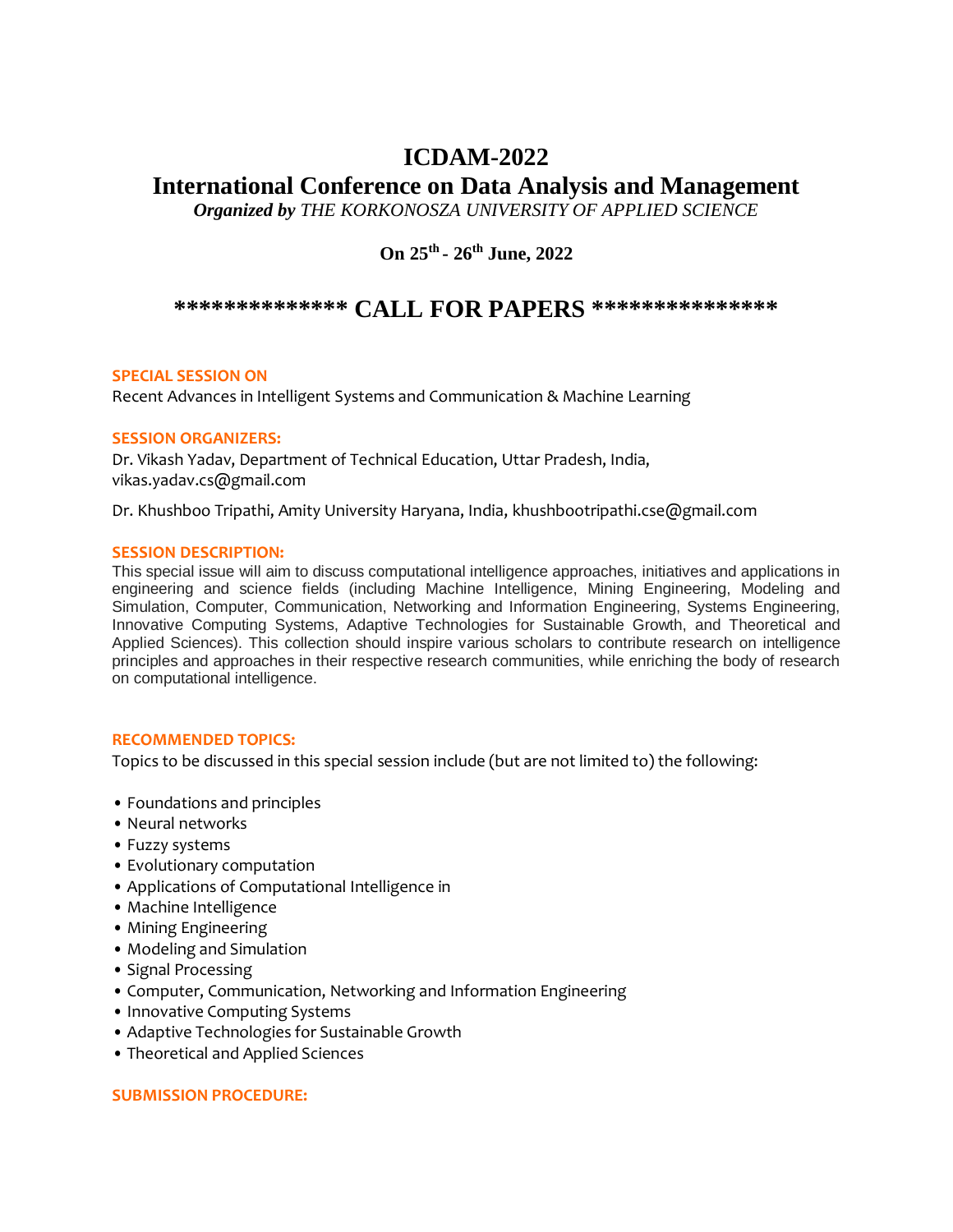# ICDAM-2022

# International Conference on Data Analysis and Management

***Organized by*** *THE KORKONOSZA UNIVERSITY OF APPLIED SCIENCE*

**On 25$^{th}$ - 26$^{th}$ June, 2022**

## ************** CALL FOR PAPERS ***************

**SPECIAL SESSION ON**

Recent Advances in Intelligent Systems and Communication & Machine Learning

**SESSION ORGANIZERS:**

Dr. Vikash Yadav, Department of Technical Education, Uttar Pradesh, India, vikas.yadav.cs@gmail.com

Dr. Khushboo Tripathi, Amity University Haryana, India, khushbootripathi.cse@gmail.com

**SESSION DESCRIPTION:**

This special issue will aim to discuss computational intelligence approaches, initiatives and applications in engineering and science fields (including Machine Intelligence, Mining Engineering, Modeling and Simulation, Computer, Communication, Networking and Information Engineering, Systems Engineering, Innovative Computing Systems, Adaptive Technologies for Sustainable Growth, and Theoretical and Applied Sciences). This collection should inspire various scholars to contribute research on intelligence principles and approaches in their respective research communities, while enriching the body of research on computational intelligence.

**RECOMMENDED TOPICS:**

Topics to be discussed in this special session include (but are not limited to) the following:

- Foundations and principles
- Neural networks
- Fuzzy systems
- Evolutionary computation
- Applications of Computational Intelligence in
- Machine Intelligence
- Mining Engineering
- Modeling and Simulation
- Signal Processing
- Computer, Communication, Networking and Information Engineering
- Innovative Computing Systems
- Adaptive Technologies for Sustainable Growth
- Theoretical and Applied Sciences

**SUBMISSION PROCEDURE:**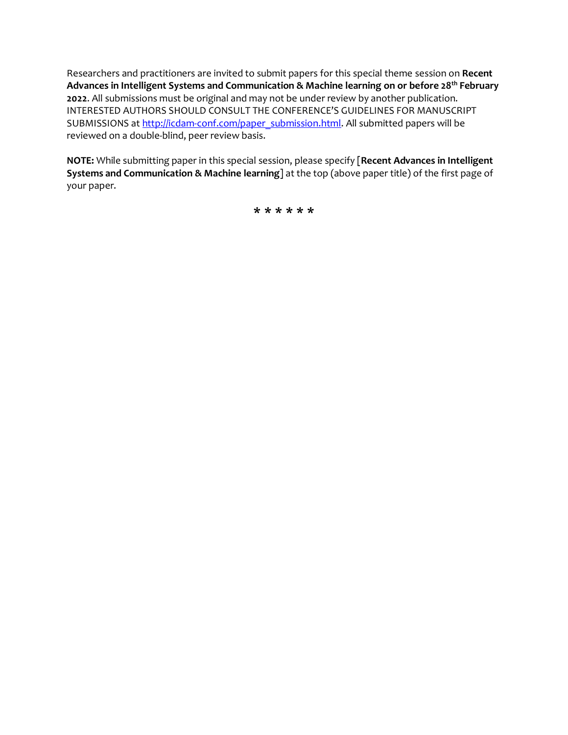Researchers and practitioners are invited to submit papers for this special theme session on **Recent Advances in Intelligent Systems and Communication & Machine learning on or before 28th February 2022**. All submissions must be original and may not be under review by another publication. INTERESTED AUTHORS SHOULD CONSULT THE CONFERENCE'S GUIDELINES FOR MANUSCRIPT SUBMISSIONS at http://icdam-conf.com/paper_submission.html. All submitted papers will be reviewed on a double-blind, peer review basis.

**NOTE:** While submitting paper in this special session, please specify [**Recent Advances in Intelligent Systems and Communication & Machine learning**] at the top (above paper title) of the first page of your paper.

\* \* \* \* \* \*